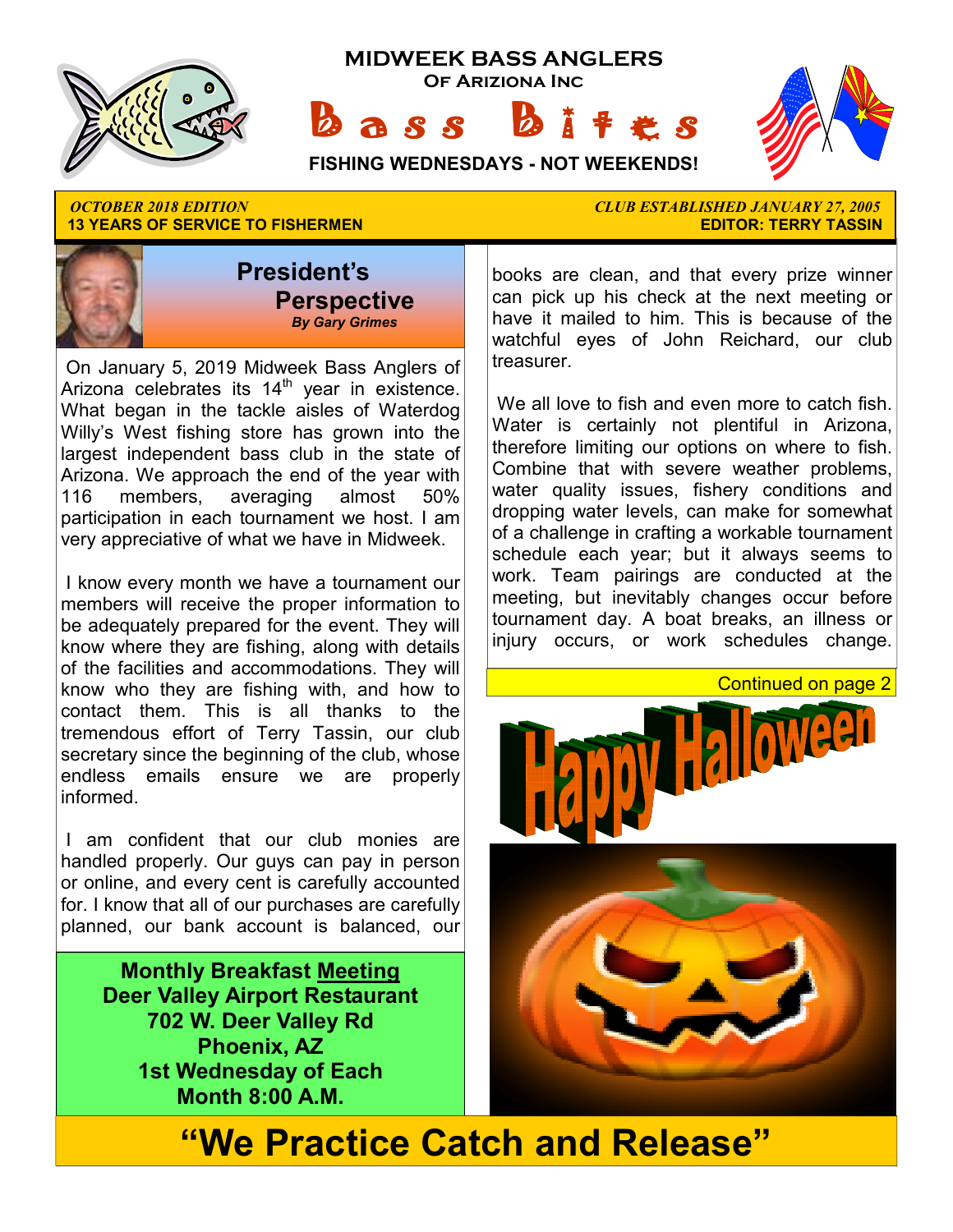# MIDWEEK BASS ANGLERS

**OF ARIZIONA INC**

# Bass Bites

**FISHING WEDNESDAYS - NOT WEEKENDS!**

***OCTOBER 2018 EDITION***
**13 YEARS OF SERVICE TO FISHERMEN**

***CLUB ESTABLISHED JANUARY 27, 2005***
**EDITOR: TERRY TASSIN**

## President's Perspective

***By Gary Grimes***

On January 5, 2019 Midweek Bass Anglers of Arizona celebrates its 14th year in existence. What began in the tackle aisles of Waterdog Willy's West fishing store has grown into the largest independent bass club in the state of Arizona. We approach the end of the year with 116 members, averaging almost 50% participation in each tournament we host. I am very appreciative of what we have in Midweek.

I know every month we have a tournament our members will receive the proper information to be adequately prepared for the event. They will know where they are fishing, along with details of the facilities and accommodations. They will know who they are fishing with, and how to contact them. This is all thanks to the tremendous effort of Terry Tassin, our club secretary since the beginning of the club, whose endless emails ensure we are properly informed.

I am confident that our club monies are handled properly. Our guys can pay in person or online, and every cent is carefully accounted for. I know that all of our purchases are carefully planned, our bank account is balanced, our books are clean, and that every prize winner can pick up his check at the next meeting or have it mailed to him. This is because of the watchful eyes of John Reichard, our club treasurer.

We all love to fish and even more to catch fish. Water is certainly not plentiful in Arizona, therefore limiting our options on where to fish. Combine that with severe weather problems, water quality issues, fishery conditions and dropping water levels, can make for somewhat of a challenge in crafting a workable tournament schedule each year; but it always seems to work. Team pairings are conducted at the meeting, but inevitably changes occur before tournament day. A boat breaks, an illness or injury occurs, or work schedules change.

Continued on page 2

**Monthly Breakfast Meeting**
**Deer Valley Airport Restaurant**
**702 W. Deer Valley Rd**
**Phoenix, AZ**
**1st Wednesday of Each Month 8:00 A.M.**

Happy Halloween

## "We Practice Catch and Release"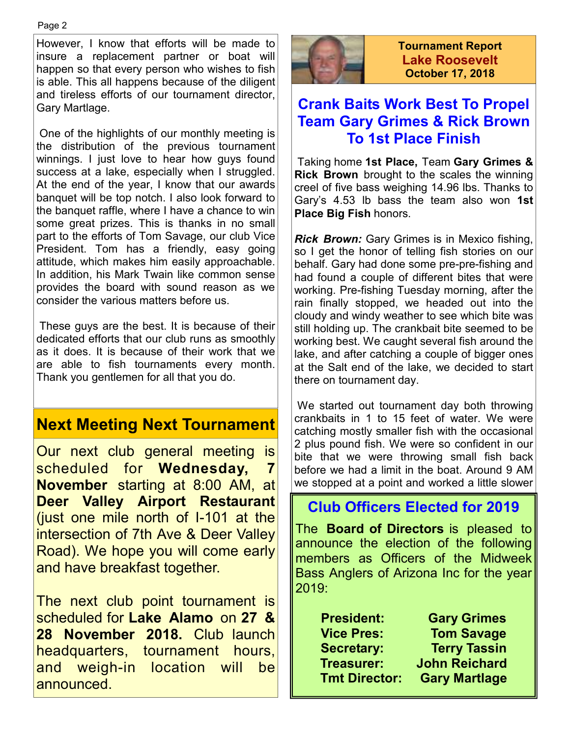However, I know that efforts will be made to insure a replacement partner or boat will happen so that every person who wishes to fish is able. This all happens because of the diligent and tireless efforts of our tournament director, Gary Martlage.

One of the highlights of our monthly meeting is the distribution of the previous tournament winnings. I just love to hear how guys found success at a lake, especially when I struggled. At the end of the year, I know that our awards banquet will be top notch. I also look forward to the banquet raffle, where I have a chance to win some great prizes. This is thanks in no small part to the efforts of Tom Savage, our club Vice President. Tom has a friendly, easy going attitude, which makes him easily approachable. In addition, his Mark Twain like common sense provides the board with sound reason as we consider the various matters before us.

These guys are the best. It is because of their dedicated efforts that our club runs as smoothly as it does. It is because of their work that we are able to fish tournaments every month. Thank you gentlemen for all that you do.

## Next Meeting Next Tournament

Our next club general meeting is scheduled for **Wednesday, 7 November** starting at 8:00 AM, at **Deer Valley Airport Restaurant** (just one mile north of I-101 at the intersection of 7th Ave & Deer Valley Road). We hope you will come early and have breakfast together.

The next club point tournament is scheduled for **Lake Alamo** on **27 & 28 November 2018.** Club launch headquarters, tournament hours, and weigh-in location will be announced.

**Tournament Report**
**Lake Roosevelt**
**October 17, 2018**

## Crank Baits Work Best To Propel Team Gary Grimes & Rick Brown To 1st Place Finish

Taking home **1st Place,** Team **Gary Grimes & Rick Brown** brought to the scales the winning creel of five bass weighing 14.96 lbs. Thanks to Gary's 4.53 lb bass the team also won **1st Place Big Fish** honors.

***Rick Brown:*** Gary Grimes is in Mexico fishing, so I get the honor of telling fish stories on our behalf. Gary had done some pre-pre-fishing and had found a couple of different bites that were working. Pre-fishing Tuesday morning, after the rain finally stopped, we headed out into the cloudy and windy weather to see which bite was still holding up. The crankbait bite seemed to be working best. We caught several fish around the lake, and after catching a couple of bigger ones at the Salt end of the lake, we decided to start there on tournament day.

We started out tournament day both throwing crankbaits in 1 to 15 feet of water. We were catching mostly smaller fish with the occasional 2 plus pound fish. We were so confident in our bite that we were throwing small fish back before we had a limit in the boat. Around 9 AM we stopped at a point and worked a little slower

## Club Officers Elected for 2019

The **Board of Directors** is pleased to announce the election of the following members as Officers of the Midweek Bass Anglers of Arizona Inc for the year 2019:

| | |
|---|---|
| **President:** | **Gary Grimes** |
| **Vice Pres:** | **Tom Savage** |
| **Secretary:** | **Terry Tassin** |
| **Treasurer:** | **John Reichard** |
| **Tmt Director:** | **Gary Martlage** |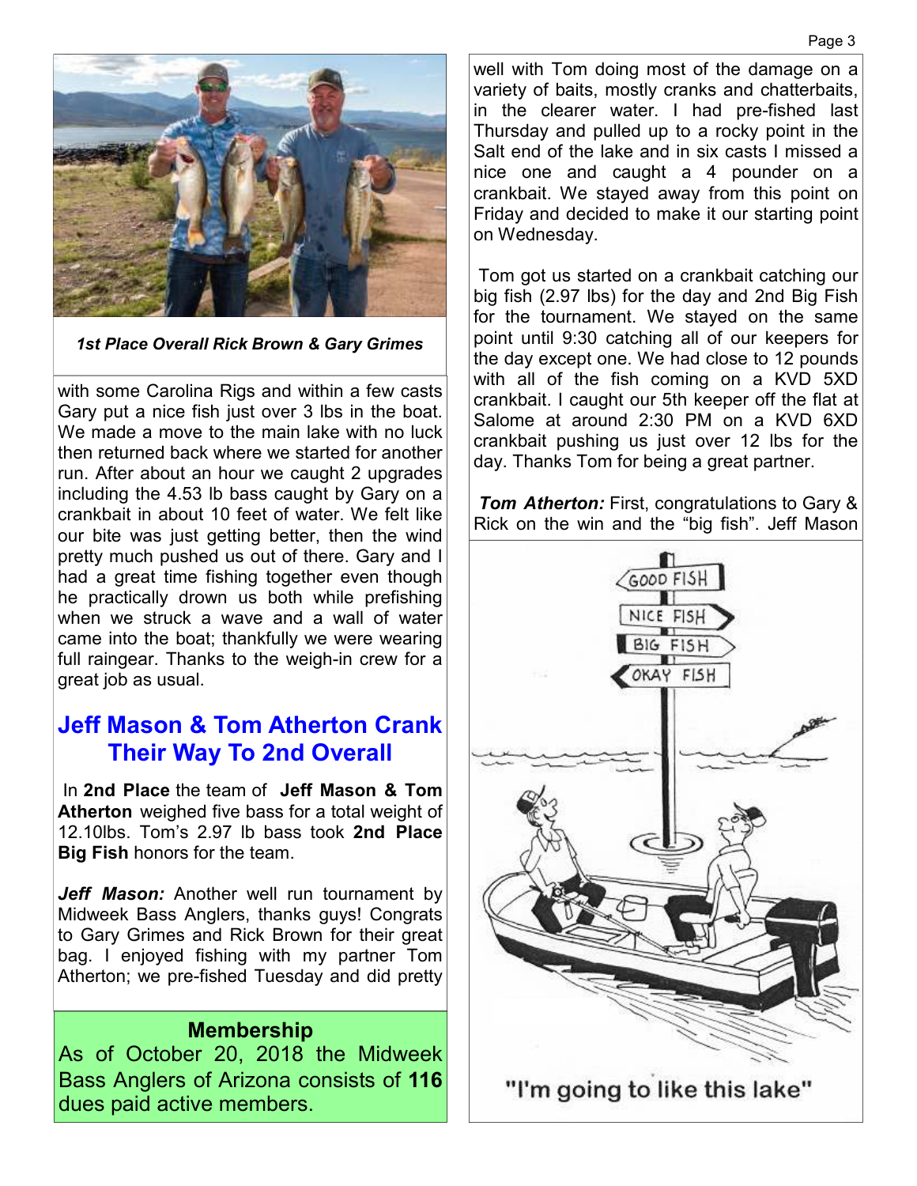*1st Place Overall Rick Brown & Gary Grimes*

with some Carolina Rigs and within a few casts Gary put a nice fish just over 3 lbs in the boat. We made a move to the main lake with no luck then returned back where we started for another run. After about an hour we caught 2 upgrades including the 4.53 lb bass caught by Gary on a crankbait in about 10 feet of water. We felt like our bite was just getting better, then the wind pretty much pushed us out of there. Gary and I had a great time fishing together even though he practically drown us both while prefishing when we struck a wave and a wall of water came into the boat; thankfully we were wearing full raingear. Thanks to the weigh-in crew for a great job as usual.

## Jeff Mason & Tom Atherton Crank Their Way To 2nd Overall

In **2nd Place** the team of **Jeff Mason & Tom Atherton** weighed five bass for a total weight of 12.10lbs. Tom's 2.97 lb bass took **2nd Place Big Fish** honors for the team.

***Jeff Mason:*** Another well run tournament by Midweek Bass Anglers, thanks guys! Congrats to Gary Grimes and Rick Brown for their great bag. I enjoyed fishing with my partner Tom Atherton; we pre-fished Tuesday and did pretty well with Tom doing most of the damage on a variety of baits, mostly cranks and chatterbaits, in the clearer water. I had pre-fished last Thursday and pulled up to a rocky point in the Salt end of the lake and in six casts I missed a nice one and caught a 4 pounder on a crankbait. We stayed away from this point on Friday and decided to make it our starting point on Wednesday.

Tom got us started on a crankbait catching our big fish (2.97 lbs) for the day and 2nd Big Fish for the tournament. We stayed on the same point until 9:30 catching all of our keepers for the day except one. We had close to 12 pounds with all of the fish coming on a KVD 5XD crankbait. I caught our 5th keeper off the flat at Salome at around 2:30 PM on a KVD 6XD crankbait pushing us just over 12 lbs for the day. Thanks Tom for being a great partner.

***Tom Atherton:*** First, congratulations to Gary & Rick on the win and the "big fish". Jeff Mason

"I'm going to like this lake"

**Membership**

As of October 20, 2018 the Midweek Bass Anglers of Arizona consists of **116** dues paid active members.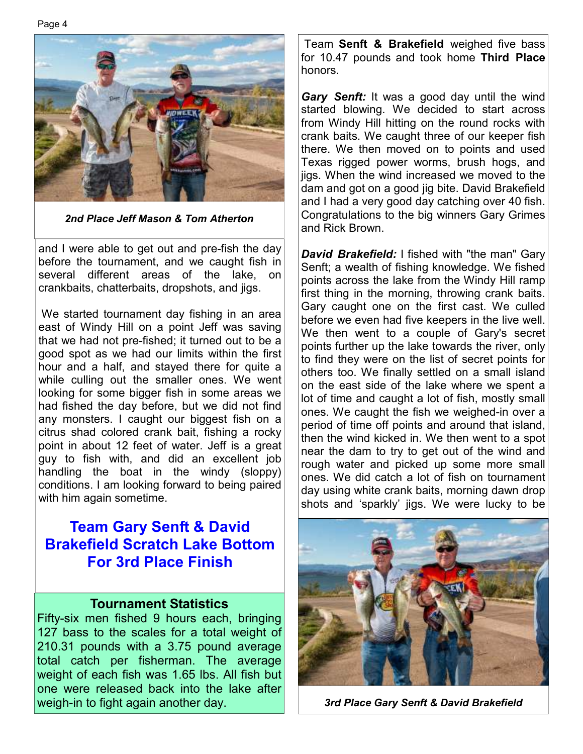*2nd Place Jeff Mason & Tom Atherton*

and I were able to get out and pre-fish the day before the tournament, and we caught fish in several different areas of the lake, on crankbaits, chatterbaits, dropshots, and jigs.

We started tournament day fishing in an area east of Windy Hill on a point Jeff was saving that we had not pre-fished; it turned out to be a good spot as we had our limits within the first hour and a half, and stayed there for quite a while culling out the smaller ones. We went looking for some bigger fish in some areas we had fished the day before, but we did not find any monsters. I caught our biggest fish on a citrus shad colored crank bait, fishing a rocky point in about 12 feet of water. Jeff is a great guy to fish with, and did an excellent job handling the boat in the windy (sloppy) conditions. I am looking forward to being paired with him again sometime.

## Team Gary Senft & David Brakefield Scratch Lake Bottom For 3rd Place Finish

### Tournament Statistics

Fifty-six men fished 9 hours each, bringing 127 bass to the scales for a total weight of 210.31 pounds with a 3.75 pound average total catch per fisherman. The average weight of each fish was 1.65 lbs. All fish but one were released back into the lake after weigh-in to fight again another day.

Team **Senft & Brakefield** weighed five bass for 10.47 pounds and took home **Third Place** honors.

***Gary Senft:*** It was a good day until the wind started blowing. We decided to start across from Windy Hill hitting on the round rocks with crank baits. We caught three of our keeper fish there. We then moved on to points and used Texas rigged power worms, brush hogs, and jigs. When the wind increased we moved to the dam and got on a good jig bite. David Brakefield and I had a very good day catching over 40 fish. Congratulations to the big winners Gary Grimes and Rick Brown.

***David Brakefield:*** I fished with "the man" Gary Senft; a wealth of fishing knowledge. We fished points across the lake from the Windy Hill ramp first thing in the morning, throwing crank baits. Gary caught one on the first cast. We culled before we even had five keepers in the live well. We then went to a couple of Gary's secret points further up the lake towards the river, only to find they were on the list of secret points for others too. We finally settled on a small island on the east side of the lake where we spent a lot of time and caught a lot of fish, mostly small ones. We caught the fish we weighed-in over a period of time off points and around that island, then the wind kicked in. We then went to a spot near the dam to try to get out of the wind and rough water and picked up some more small ones. We did catch a lot of fish on tournament day using white crank baits, morning dawn drop shots and 'sparkly' jigs. We were lucky to be

*3rd Place Gary Senft & David Brakefield*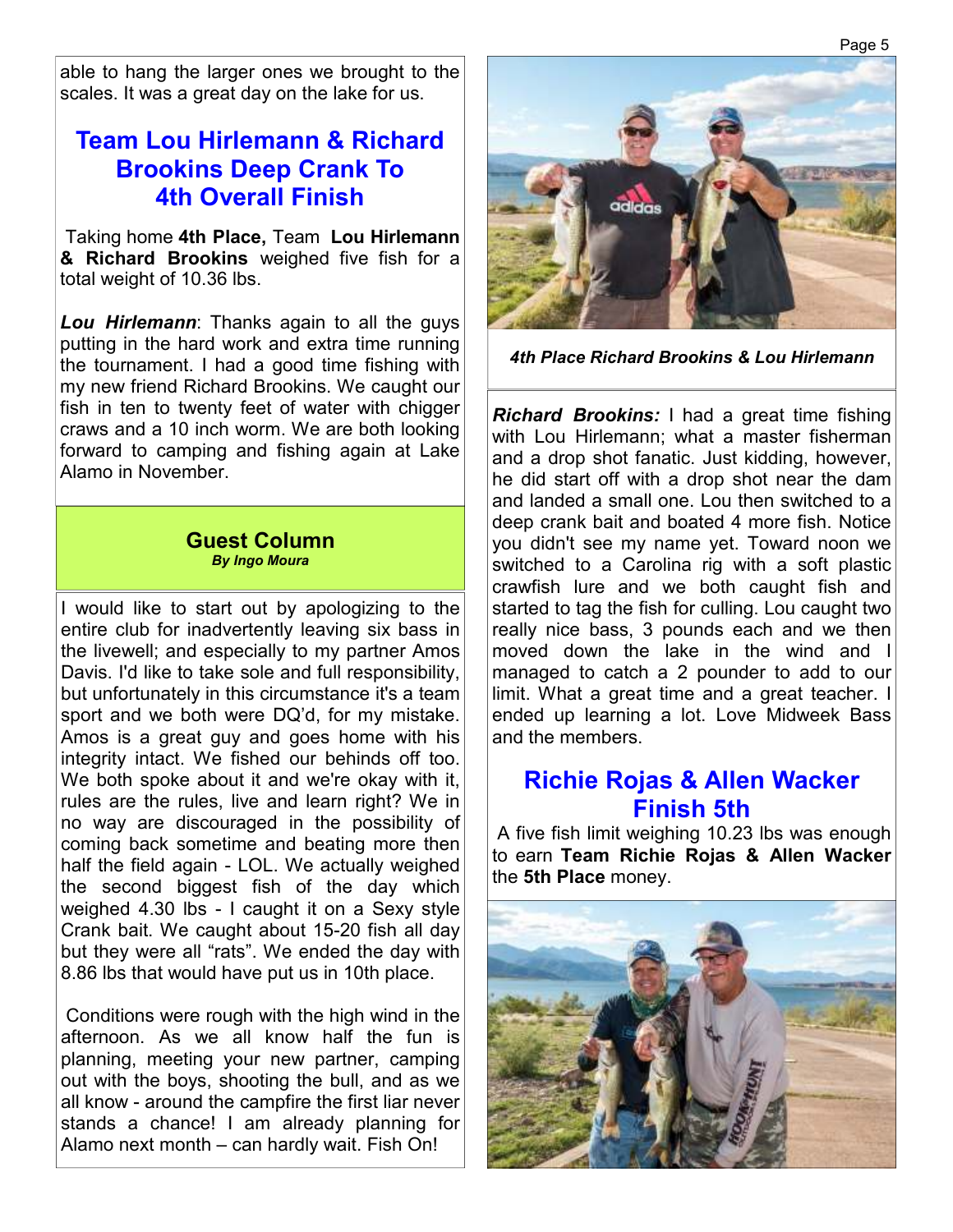able to hang the larger ones we brought to the scales. It was a great day on the lake for us.

## Team Lou Hirlemann & Richard Brookins Deep Crank To 4th Overall Finish

Taking home **4th Place,** Team **Lou Hirlemann & Richard Brookins** weighed five fish for a total weight of 10.36 lbs.

***Lou Hirlemann***: Thanks again to all the guys putting in the hard work and extra time running the tournament. I had a good time fishing with my new friend Richard Brookins. We caught our fish in ten to twenty feet of water with chigger craws and a 10 inch worm. We are both looking forward to camping and fishing again at Lake Alamo in November.

*4th Place Richard Brookins & Lou Hirlemann*

***Richard Brookins:*** I had a great time fishing with Lou Hirlemann; what a master fisherman and a drop shot fanatic. Just kidding, however, he did start off with a drop shot near the dam and landed a small one. Lou then switched to a deep crank bait and boated 4 more fish. Notice you didn't see my name yet. Toward noon we switched to a Carolina rig with a soft plastic crawfish lure and we both caught fish and started to tag the fish for culling. Lou caught two really nice bass, 3 pounds each and we then moved down the lake in the wind and I managed to catch a 2 pounder to add to our limit. What a great time and a great teacher. I ended up learning a lot. Love Midweek Bass and the members.

### Guest Column
***By Ingo Moura***

I would like to start out by apologizing to the entire club for inadvertently leaving six bass in the livewell; and especially to my partner Amos Davis. I'd like to take sole and full responsibility, but unfortunately in this circumstance it's a team sport and we both were DQ'd, for my mistake. Amos is a great guy and goes home with his integrity intact. We fished our behinds off too. We both spoke about it and we're okay with it, rules are the rules, live and learn right? We in no way are discouraged in the possibility of coming back sometime and beating more then half the field again - LOL. We actually weighed the second biggest fish of the day which weighed 4.30 lbs - I caught it on a Sexy style Crank bait. We caught about 15-20 fish all day but they were all "rats". We ended the day with 8.86 lbs that would have put us in 10th place.

Conditions were rough with the high wind in the afternoon. As we all know half the fun is planning, meeting your new partner, camping out with the boys, shooting the bull, and as we all know - around the campfire the first liar never stands a chance! I am already planning for Alamo next month – can hardly wait. Fish On!

## Richie Rojas & Allen Wacker Finish 5th

A five fish limit weighing 10.23 lbs was enough to earn **Team Richie Rojas & Allen Wacker** the **5th Place** money.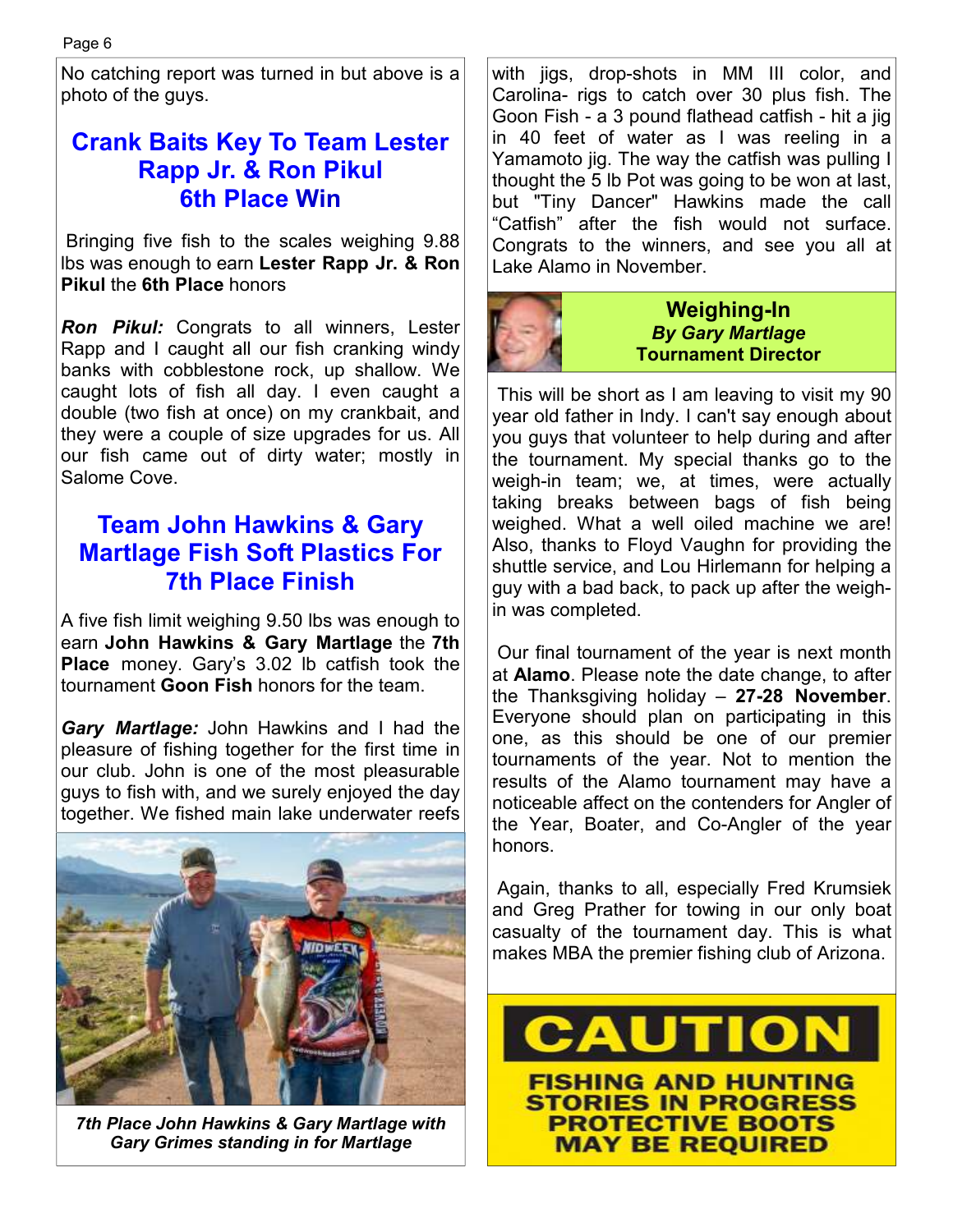No catching report was turned in but above is a photo of the guys.

## Crank Baits Key To Team Lester Rapp Jr. & Ron Pikul 6th Place Win

Bringing five fish to the scales weighing 9.88 lbs was enough to earn **Lester Rapp Jr. & Ron Pikul** the **6th Place** honors

***Ron Pikul:*** Congrats to all winners, Lester Rapp and I caught all our fish cranking windy banks with cobblestone rock, up shallow. We caught lots of fish all day. I even caught a double (two fish at once) on my crankbait, and they were a couple of size upgrades for us. All our fish came out of dirty water; mostly in Salome Cove.

## Team John Hawkins & Gary Martlage Fish Soft Plastics For 7th Place Finish

A five fish limit weighing 9.50 lbs was enough to earn **John Hawkins & Gary Martlage** the **7th Place** money. Gary's 3.02 lb catfish took the tournament **Goon Fish** honors for the team.

***Gary Martlage:*** John Hawkins and I had the pleasure of fishing together for the first time in our club. John is one of the most pleasurable guys to fish with, and we surely enjoyed the day together. We fished main lake underwater reefs with jigs, drop-shots in MM III color, and Carolina- rigs to catch over 30 plus fish. The Goon Fish - a 3 pound flathead catfish - hit a jig in 40 feet of water as I was reeling in a Yamamoto jig. The way the catfish was pulling I thought the 5 lb Pot was going to be won at last, but "Tiny Dancer" Hawkins made the call "Catfish" after the fish would not surface. Congrats to the winners, and see you all at Lake Alamo in November.

*7th Place John Hawkins & Gary Martlage with Gary Grimes standing in for Martlage*

## Weighing-In
***By Gary Martlage***
**Tournament Director**

This will be short as I am leaving to visit my 90 year old father in Indy. I can't say enough about you guys that volunteer to help during and after the tournament. My special thanks go to the weigh-in team; we, at times, were actually taking breaks between bags of fish being weighed. What a well oiled machine we are! Also, thanks to Floyd Vaughn for providing the shuttle service, and Lou Hirlemann for helping a guy with a bad back, to pack up after the weigh-in was completed.

Our final tournament of the year is next month at **Alamo**. Please note the date change, to after the Thanksgiving holiday – **27-28 November**. Everyone should plan on participating in this one, as this should be one of our premier tournaments of the year. Not to mention the results of the Alamo tournament may have a noticeable affect on the contenders for Angler of the Year, Boater, and Co-Angler of the year honors.

Again, thanks to all, especially Fred Krumsiek and Greg Prather for towing in our only boat casualty of the tournament day. This is what makes MBA the premier fishing club of Arizona.

**CAUTION**

**FISHING AND HUNTING STORIES IN PROGRESS PROTECTIVE BOOTS MAY BE REQUIRED**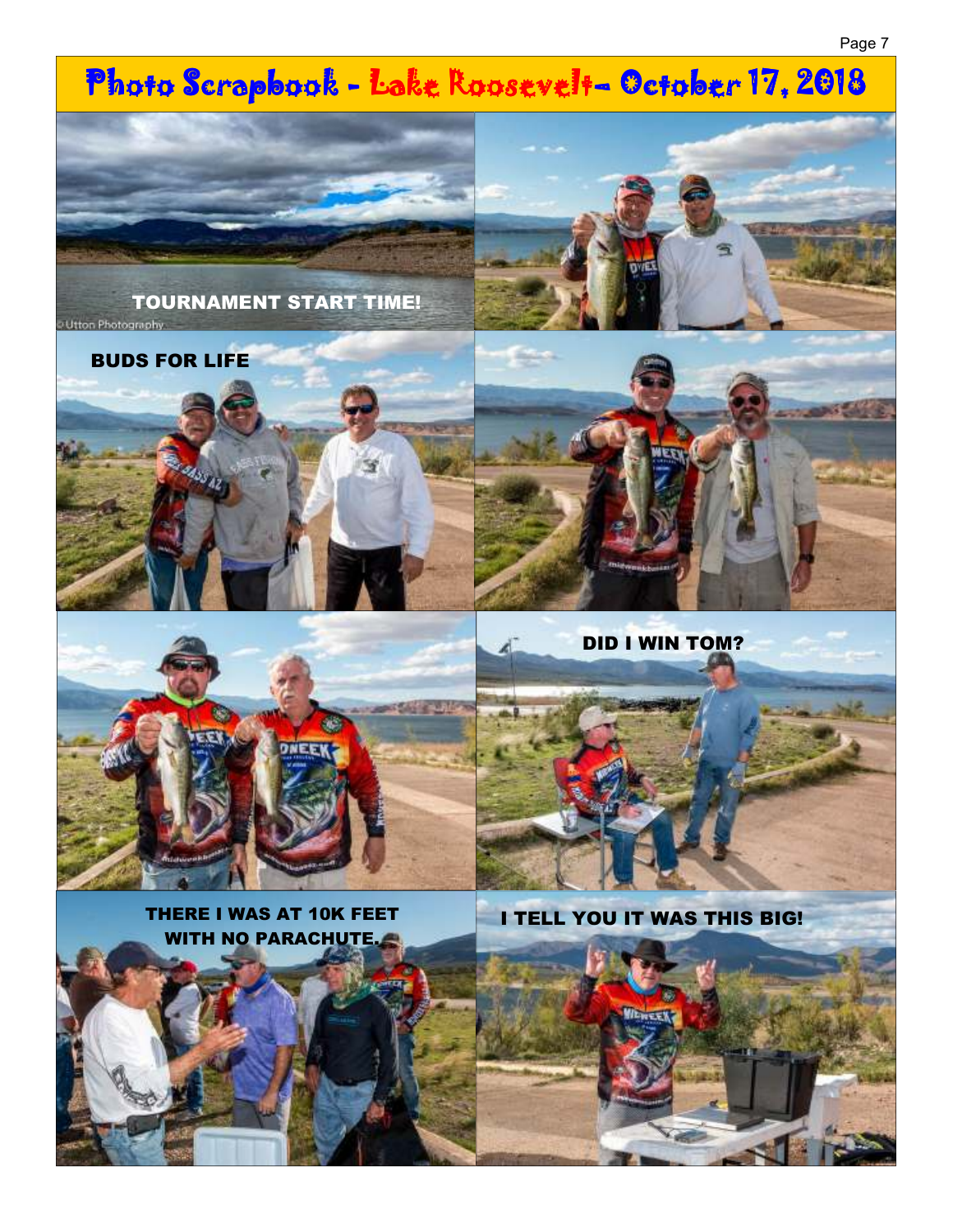# Photo Scrapbook - Lake Roosevelt– October 17, 2018

TOURNAMENT START TIME!

©Utton Photography

BUDS FOR LIFE

DID I WIN TOM?

THERE I WAS AT 10K FEET WITH NO PARACHUTE.

I TELL YOU IT WAS THIS BIG!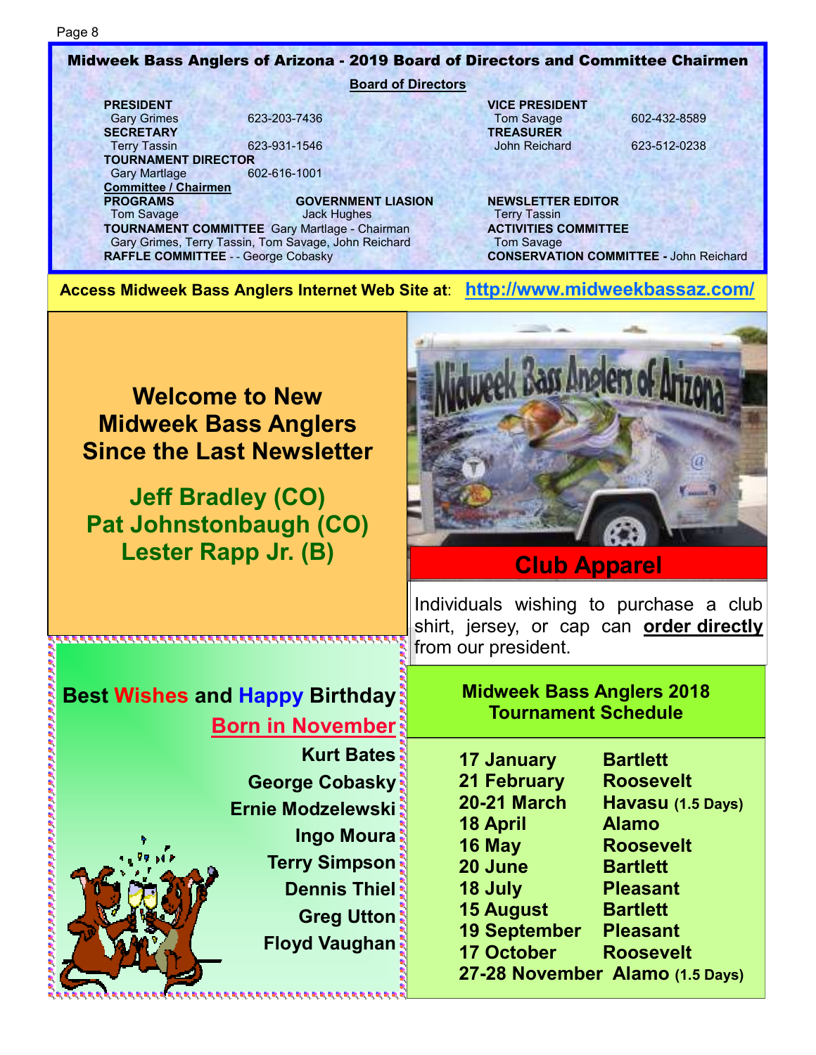## Midweek Bass Anglers of Arizona - 2019 Board of Directors and Committee Chairmen

**Board of Directors**

**PRESIDENT**
Gary Grimes 623-203-7436

**VICE PRESIDENT**
Tom Savage 602-432-8589

**SECRETARY**
Terry Tassin 623-931-1546

**TREASURER**
John Reichard 623-512-0238

**TOURNAMENT DIRECTOR**
Gary Martlage 602-616-1001

**Committee / Chairmen**

**PROGRAMS**
Tom Savage

**GOVERNMENT LIASION**
Jack Hughes

**NEWSLETTER EDITOR**
Terry Tassin

**TOURNAMENT COMMITTEE** Gary Martlage - Chairman
Gary Grimes, Terry Tassin, Tom Savage, John Reichard

**ACTIVITIES COMMITTEE**
Tom Savage

**RAFFLE COMMITTEE** - - George Cobasky

**CONSERVATION COMMITTEE** - John Reichard

**Access Midweek Bass Anglers Internet Web Site at**: http://www.midweekbassaz.com/

## Welcome to New Midweek Bass Anglers Since the Last Newsletter

**Jeff Bradley (CO)**
**Pat Johnstonbaugh (CO)**
**Lester Rapp Jr. (B)**

## Club Apparel

Individuals wishing to purchase a club shirt, jersey, or cap can **order directly** from our president.

## Best Wishes and Happy Birthday

**Born in November**

Kurt Bates
George Cobasky
Ernie Modzelewski
Ingo Moura
Terry Simpson
Dennis Thiel
Greg Utton
Floyd Vaughan

## Midweek Bass Anglers 2018 Tournament Schedule

| | |
|---|---|
| 17 January | Bartlett |
| 21 February | Roosevelt |
| 20-21 March | Havasu (1.5 Days) |
| 18 April | Alamo |
| 16 May | Roosevelt |
| 20 June | Bartlett |
| 18 July | Pleasant |
| 15 August | Bartlett |
| 19 September | Pleasant |
| 17 October | Roosevelt |
| 27-28 November | Alamo (1.5 Days) |